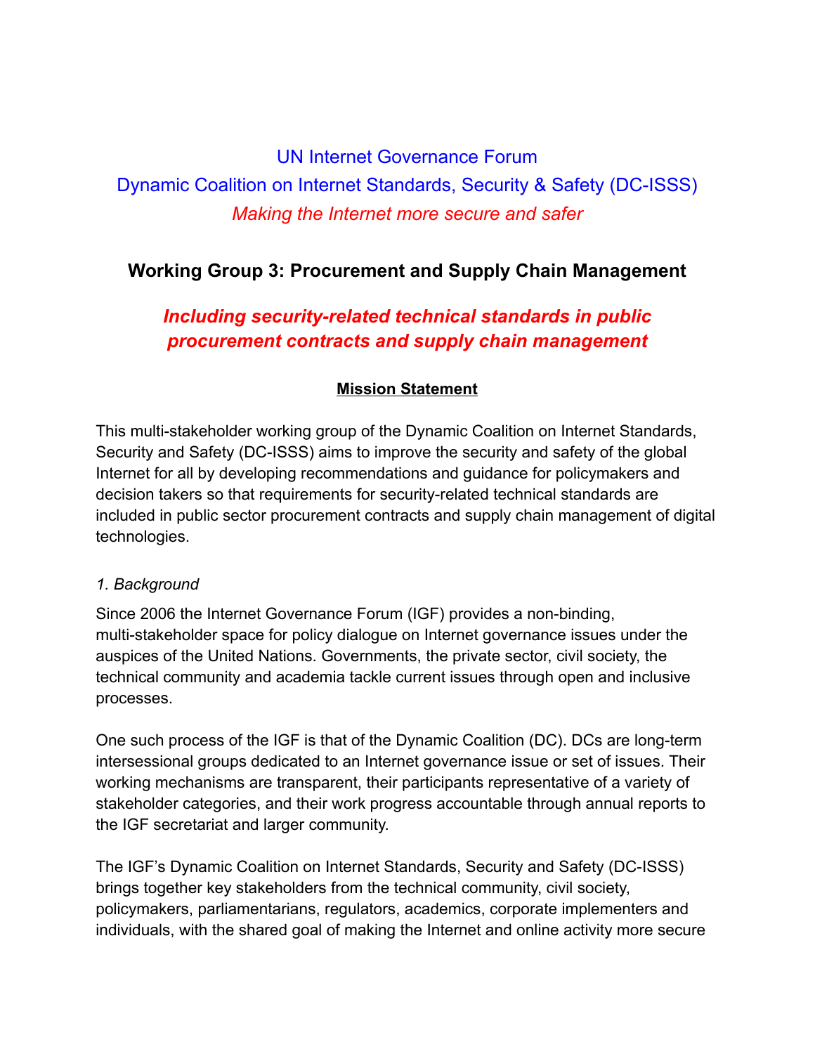# UN Internet Governance Forum

# Dynamic Coalition on Internet Standards, Security & Safety (DC-ISSS)

*Making the Internet more secure and safer*

## Working Group 3: Procurement and Supply Chain Management

***Including security-related technical standards in public procurement contracts and supply chain management***

### Mission Statement

This multi-stakeholder working group of the Dynamic Coalition on Internet Standards, Security and Safety (DC-ISSS) aims to improve the security and safety of the global Internet for all by developing recommendations and guidance for policymakers and decision takers so that requirements for security-related technical standards are included in public sector procurement contracts and supply chain management of digital technologies.

*1. Background*

Since 2006 the Internet Governance Forum (IGF) provides a non-binding, multi-stakeholder space for policy dialogue on Internet governance issues under the auspices of the United Nations. Governments, the private sector, civil society, the technical community and academia tackle current issues through open and inclusive processes.

One such process of the IGF is that of the Dynamic Coalition (DC). DCs are long-term intersessional groups dedicated to an Internet governance issue or set of issues. Their working mechanisms are transparent, their participants representative of a variety of stakeholder categories, and their work progress accountable through annual reports to the IGF secretariat and larger community.

The IGF's Dynamic Coalition on Internet Standards, Security and Safety (DC-ISSS) brings together key stakeholders from the technical community, civil society, policymakers, parliamentarians, regulators, academics, corporate implementers and individuals, with the shared goal of making the Internet and online activity more secure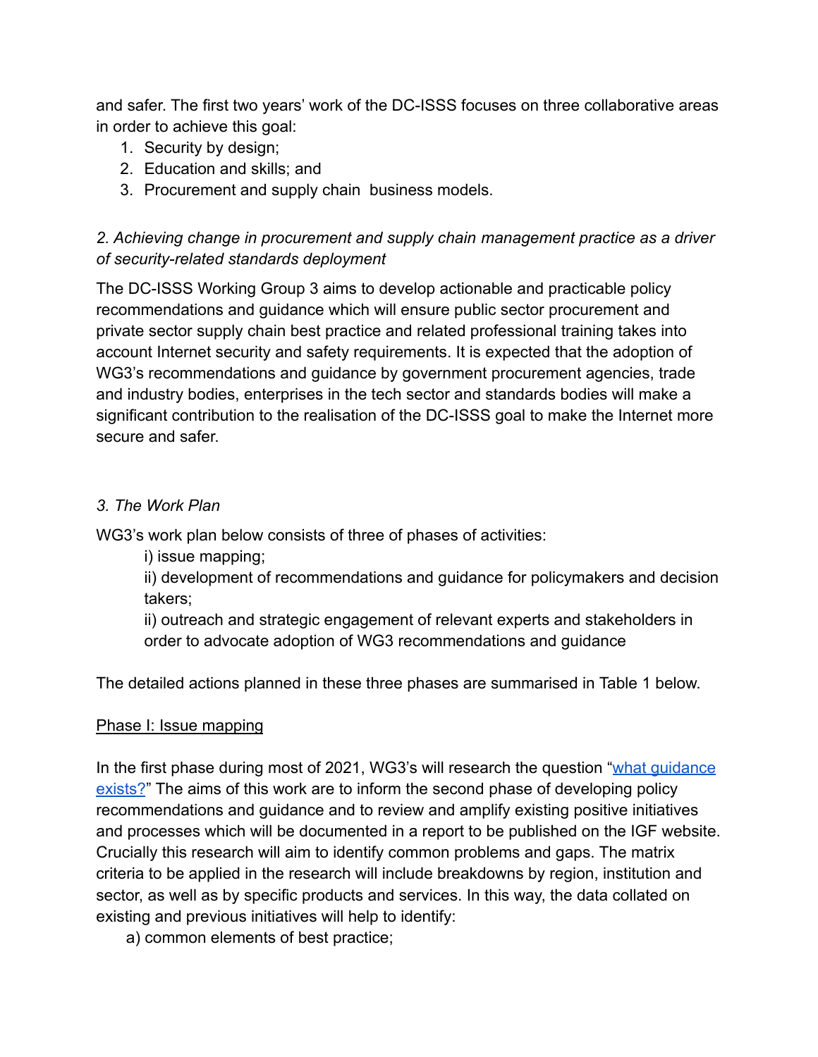and safer. The first two years' work of the DC-ISSS focuses on three collaborative areas in order to achieve this goal:

1. Security by design;
2. Education and skills; and
3. Procurement and supply chain  business models.

*2. Achieving change in procurement and supply chain management practice as a driver of security-related standards deployment*

The DC-ISSS Working Group 3 aims to develop actionable and practicable policy recommendations and guidance which will ensure public sector procurement and private sector supply chain best practice and related professional training takes into account Internet security and safety requirements. It is expected that the adoption of WG3's recommendations and guidance by government procurement agencies, trade and industry bodies, enterprises in the tech sector and standards bodies will make a significant contribution to the realisation of the DC-ISSS goal to make the Internet more secure and safer.

*3. The Work Plan*

WG3's work plan below consists of three of phases of activities:

i) issue mapping;

ii) development of recommendations and guidance for policymakers and decision takers;

ii) outreach and strategic engagement of relevant experts and stakeholders in order to advocate adoption of WG3 recommendations and guidance

The detailed actions planned in these three phases are summarised in Table 1 below.

<u>Phase I: Issue mapping</u>

In the first phase during most of 2021, WG3's will research the question "what guidance exists?" The aims of this work are to inform the second phase of developing policy recommendations and guidance and to review and amplify existing positive initiatives and processes which will be documented in a report to be published on the IGF website. Crucially this research will aim to identify common problems and gaps. The matrix criteria to be applied in the research will include breakdowns by region, institution and sector, as well as by specific products and services. In this way, the data collated on existing and previous initiatives will help to identify:

a) common elements of best practice;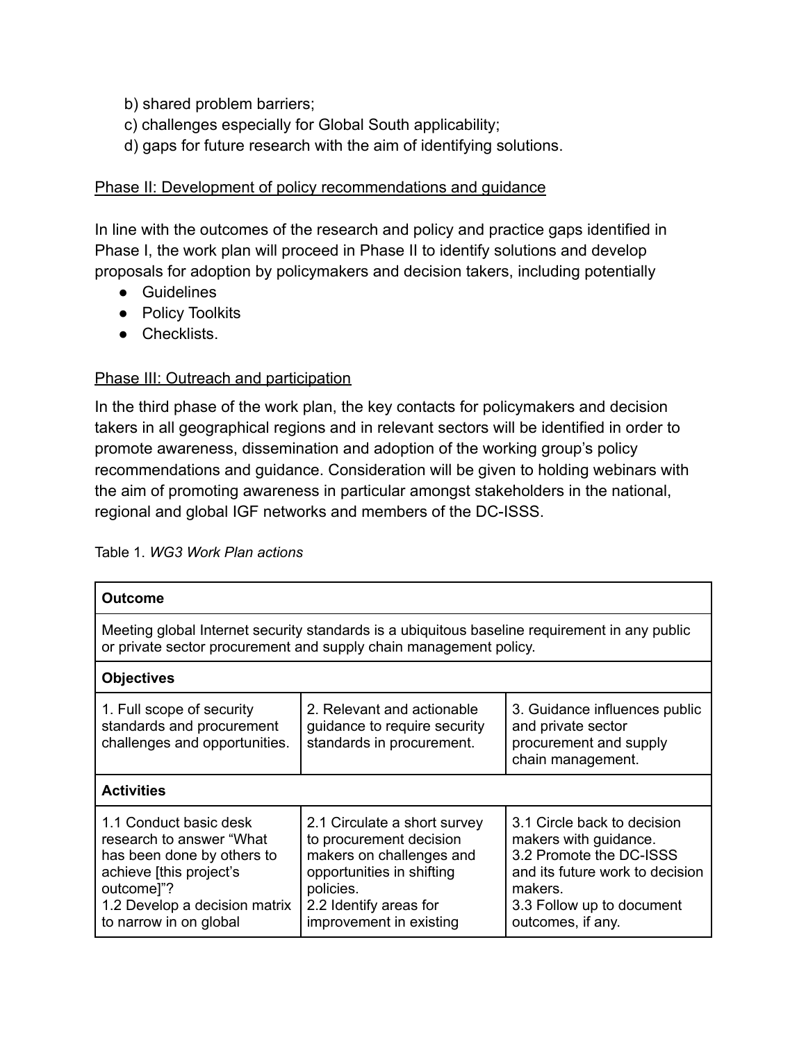b) shared problem barriers;  
c) challenges especially for Global South applicability;  
d) gaps for future research with the aim of identifying solutions.

<u>Phase II: Development of policy recommendations and guidance</u>

In line with the outcomes of the research and policy and practice gaps identified in Phase I, the work plan will proceed in Phase II to identify solutions and develop proposals for adoption by policymakers and decision takers, including potentially

- Guidelines
- Policy Toolkits
- Checklists.

<u>Phase III: Outreach and participation</u>

In the third phase of the work plan, the key contacts for policymakers and decision takers in all geographical regions and in relevant sectors will be identified in order to promote awareness, dissemination and adoption of the working group's policy recommendations and guidance. Consideration will be given to holding webinars with the aim of promoting awareness in particular amongst stakeholders in the national, regional and global IGF networks and members of the DC-ISSS.

Table 1. *WG3 Work Plan actions*

| **Outcome** | | |
|---|---|---|
| Meeting global Internet security standards is a ubiquitous baseline requirement in any public or private sector procurement and supply chain management policy. | | |
| **Objectives** | | |
| 1. Full scope of security standards and procurement challenges and opportunities. | 2. Relevant and actionable guidance to require security standards in procurement. | 3. Guidance influences public and private sector procurement and supply chain management. |
| **Activities** | | |
| 1.1 Conduct basic desk research to answer "What has been done by others to achieve [this project's outcome]"?<br>1.2 Develop a decision matrix to narrow in on global | 2.1 Circulate a short survey to procurement decision makers on challenges and opportunities in shifting policies.<br>2.2 Identify areas for improvement in existing | 3.1 Circle back to decision makers with guidance.<br>3.2 Promote the DC-ISSS and its future work to decision makers.<br>3.3 Follow up to document outcomes, if any. |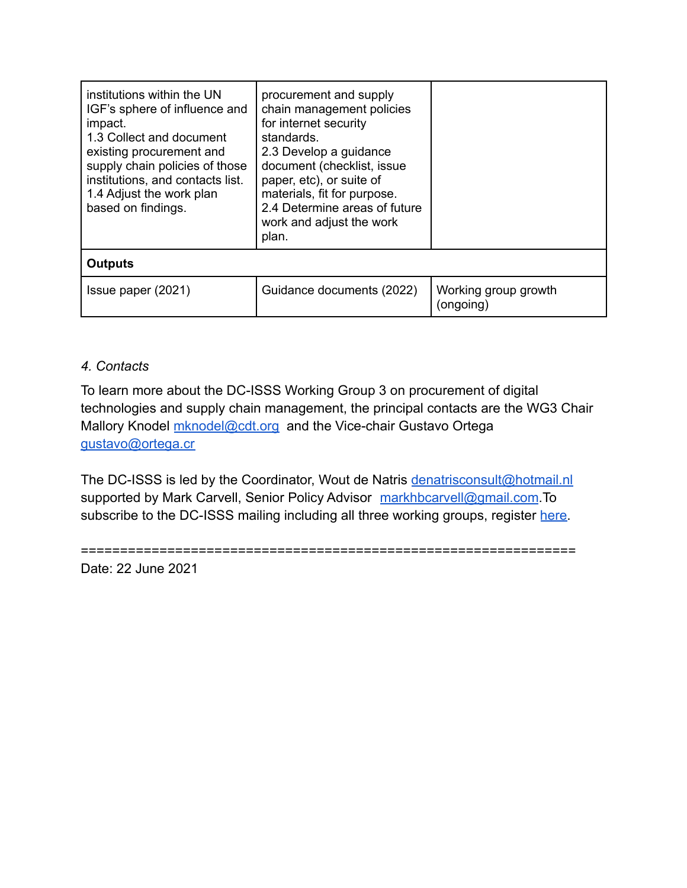| | | |
|---|---|---|
| institutions within the UN IGF's sphere of influence and impact.<br>1.3 Collect and document existing procurement and supply chain policies of those institutions, and contacts list.<br>1.4 Adjust the work plan based on findings. | procurement and supply chain management policies for internet security standards.<br>2.3 Develop a guidance document (checklist, issue paper, etc), or suite of materials, fit for purpose.<br>2.4 Determine areas of future work and adjust the work plan. | |
| **Outputs** | | |
| Issue paper (2021) | Guidance documents (2022) | Working group growth (ongoing) |

*4. Contacts*

To learn more about the DC-ISSS Working Group 3 on procurement of digital technologies and supply chain management, the principal contacts are the WG3 Chair Mallory Knodel mknodel@cdt.org and the Vice-chair Gustavo Ortega gustavo@ortega.cr

The DC-ISSS is led by the Coordinator, Wout de Natris denatrisconsult@hotmail.nl supported by Mark Carvell, Senior Policy Advisor markhbcarvell@gmail.com.To subscribe to the DC-ISSS mailing including all three working groups, register here.

==============================================================
Date: 22 June 2021